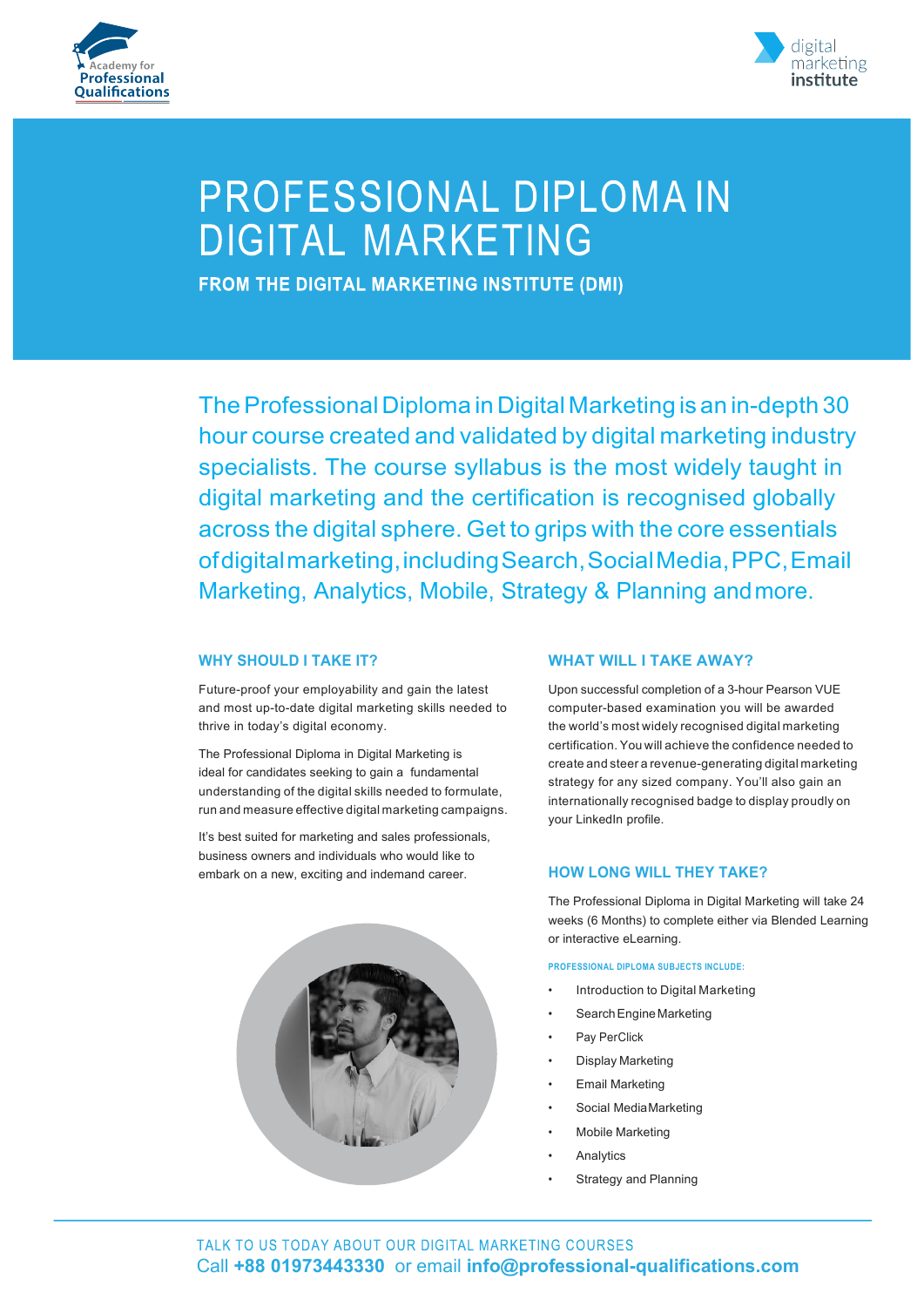Academy for Professional Qualifications

digital marketing institute

# PROFESSIONAL DIPLOMA IN DIGITAL MARKETING

**FROM THE DIGITAL MARKETING INSTITUTE (DMI)**

The Professional Diploma in Digital Marketing is an in-depth 30 hour course created and validated by digital marketing industry specialists. The course syllabus is the most widely taught in digital marketing and the certification is recognised globally across the digital sphere. Get to grips with the core essentials of digital marketing, including Search, Social Media, PPC, Email Marketing, Analytics, Mobile, Strategy & Planning and more.

## WHY SHOULD I TAKE IT?

Future-proof your employability and gain the latest and most up-to-date digital marketing skills needed to thrive in today's digital economy.

The Professional Diploma in Digital Marketing is ideal for candidates seeking to gain a fundamental understanding of the digital skills needed to formulate, run and measure effective digital marketing campaigns.

It's best suited for marketing and sales professionals, business owners and individuals who would like to embark on a new, exciting and indemand career.

## WHAT WILL I TAKE AWAY?

Upon successful completion of a 3-hour Pearson VUE computer-based examination you will be awarded the world's most widely recognised digital marketing certification. You will achieve the confidence needed to create and steer a revenue-generating digital marketing strategy for any sized company. You'll also gain an internationally recognised badge to display proudly on your LinkedIn profile.

## HOW LONG WILL THEY TAKE?

The Professional Diploma in Digital Marketing will take 24 weeks (6 Months) to complete either via Blended Learning or interactive eLearning.

### PROFESSIONAL DIPLOMA SUBJECTS INCLUDE:

- Introduction to Digital Marketing
- Search Engine Marketing
- Pay PerClick
- Display Marketing
- Email Marketing
- Social Media Marketing
- Mobile Marketing
- Analytics
- Strategy and Planning

TALK TO US TODAY ABOUT OUR DIGITAL MARKETING COURSES

Call **+88 01973443330** or email **info@professional-qualifications.com**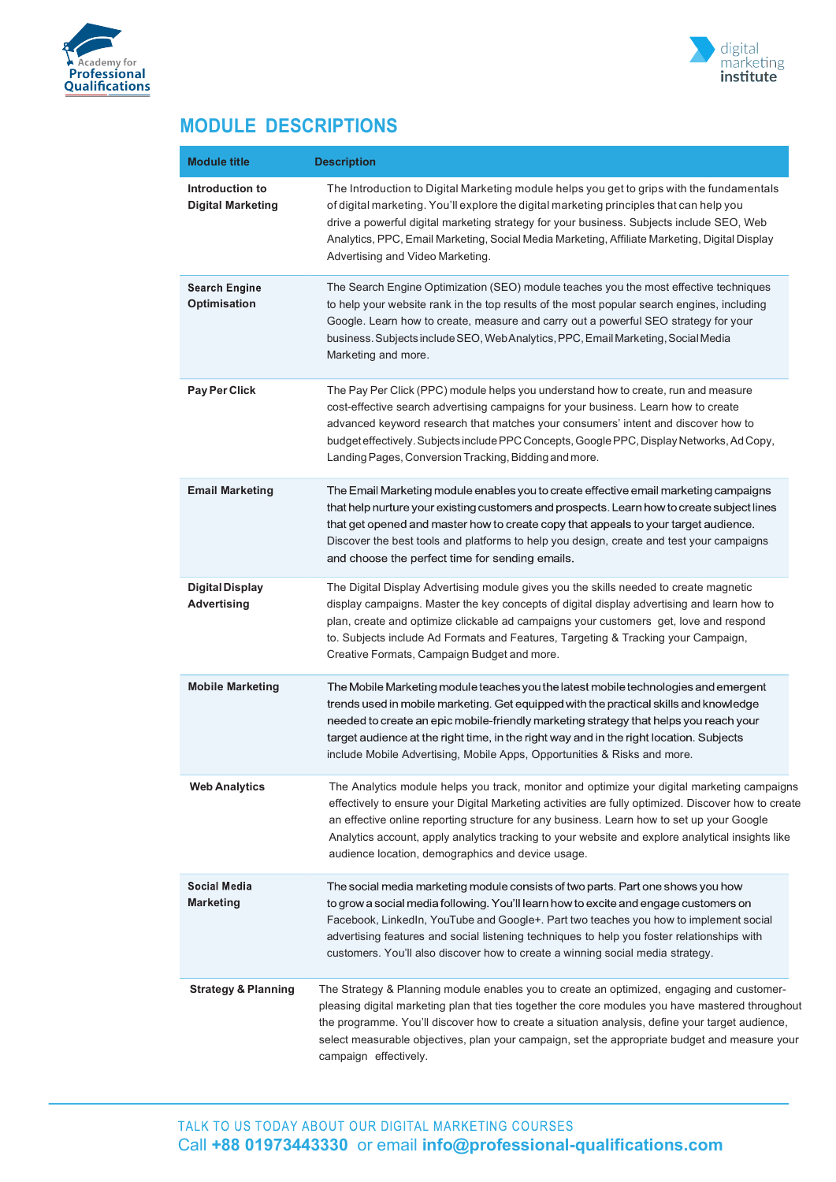## MODULE DESCRIPTIONS

| Module title | Description |
|---|---|
| **Introduction to Digital Marketing** | The Introduction to Digital Marketing module helps you get to grips with the fundamentals of digital marketing. You'll explore the digital marketing principles that can help you drive a powerful digital marketing strategy for your business. Subjects include SEO, Web Analytics, PPC, Email Marketing, Social Media Marketing, Affiliate Marketing, Digital Display Advertising and Video Marketing. |
| **Search Engine Optimisation** | The Search Engine Optimization (SEO) module teaches you the most effective techniques to help your website rank in the top results of the most popular search engines, including Google. Learn how to create, measure and carry out a powerful SEO strategy for your business. Subjects include SEO, Web Analytics, PPC, Email Marketing, Social Media Marketing and more. |
| **Pay Per Click** | The Pay Per Click (PPC) module helps you understand how to create, run and measure cost-effective search advertising campaigns for your business. Learn how to create advanced keyword research that matches your consumers' intent and discover how to budget effectively. Subjects include PPC Concepts, Google PPC, Display Networks, Ad Copy, Landing Pages, Conversion Tracking, Bidding and more. |
| **Email Marketing** | The Email Marketing module enables you to create effective email marketing campaigns that help nurture your existing customers and prospects. Learn how to create subject lines that get opened and master how to create copy that appeals to your target audience. Discover the best tools and platforms to help you design, create and test your campaigns and choose the perfect time for sending emails. |
| **Digital Display Advertising** | The Digital Display Advertising module gives you the skills needed to create magnetic display campaigns. Master the key concepts of digital display advertising and learn how to plan, create and optimize clickable ad campaigns your customers get, love and respond to. Subjects include Ad Formats and Features, Targeting & Tracking your Campaign, Creative Formats, Campaign Budget and more. |
| **Mobile Marketing** | The Mobile Marketing module teaches you the latest mobile technologies and emergent trends used in mobile marketing. Get equipped with the practical skills and knowledge needed to create an epic mobile-friendly marketing strategy that helps you reach your target audience at the right time, in the right way and in the right location. Subjects include Mobile Advertising, Mobile Apps, Opportunities & Risks and more. |
| **Web Analytics** | The Analytics module helps you track, monitor and optimize your digital marketing campaigns effectively to ensure your Digital Marketing activities are fully optimized. Discover how to create an effective online reporting structure for any business. Learn how to set up your Google Analytics account, apply analytics tracking to your website and explore analytical insights like audience location, demographics and device usage. |
| **Social Media Marketing** | The social media marketing module consists of two parts. Part one shows you how to grow a social media following. You'll learn how to excite and engage customers on Facebook, LinkedIn, YouTube and Google+. Part two teaches you how to implement social advertising features and social listening techniques to help you foster relationships with customers. You'll also discover how to create a winning social media strategy. |
| **Strategy & Planning** | The Strategy & Planning module enables you to create an optimized, engaging and customer-pleasing digital marketing plan that ties together the core modules you have mastered throughout the programme. You'll discover how to create a situation analysis, define your target audience, select measurable objectives, plan your campaign, set the appropriate budget and measure your campaign effectively. |

TALK TO US TODAY ABOUT OUR DIGITAL MARKETING COURSES

Call **+88 01973443330** or email **info@professional-qualifications.com**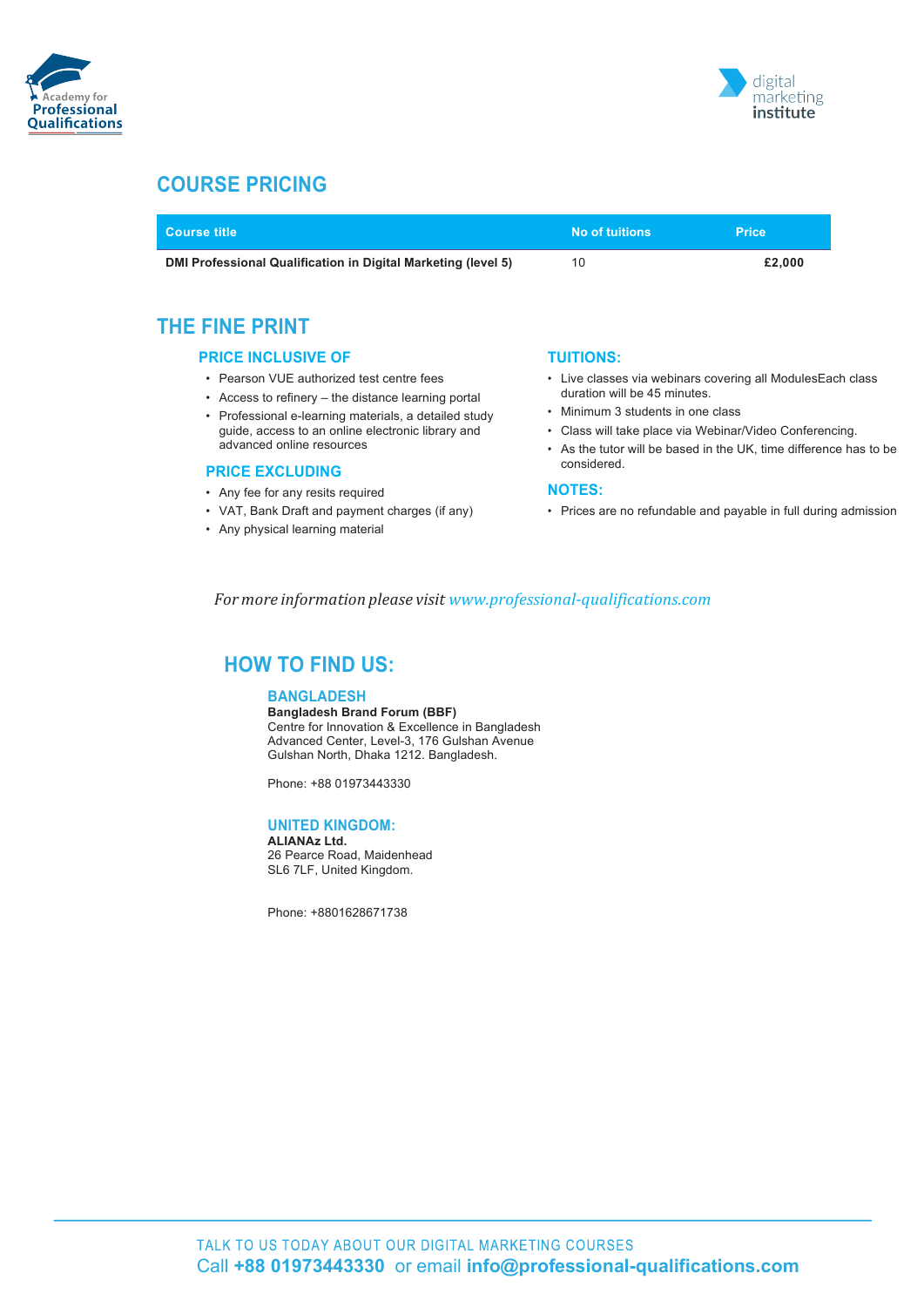## COURSE PRICING

| Course title | No of tuitions | Price |
|---|---|---|
| **DMI Professional Qualification in Digital Marketing (level 5)** | 10 | **£2,000** |

## THE FINE PRINT

### PRICE INCLUSIVE OF

- Pearson VUE authorized test centre fees
- Access to refinery – the distance learning portal
- Professional e-learning materials, a detailed study guide, access to an online electronic library and advanced online resources

### PRICE EXCLUDING

- Any fee for any resits required
- VAT, Bank Draft and payment charges (if any)
- Any physical learning material

### TUITIONS:

- Live classes via webinars covering all ModulesEach class duration will be 45 minutes.
- Minimum 3 students in one class
- Class will take place via Webinar/Video Conferencing.
- As the tutor will be based in the UK, time difference has to be considered.

### NOTES:

- Prices are no refundable and payable in full during admission

*For more information please visit www.professional-qualifications.com*

## HOW TO FIND US:

### BANGLADESH

**Bangladesh Brand Forum (BBF)**
Centre for Innovation & Excellence in Bangladesh
Advanced Center, Level-3, 176 Gulshan Avenue
Gulshan North, Dhaka 1212. Bangladesh.

Phone: +88 01973443330

### UNITED KINGDOM:

**ALIANAz Ltd.**
26 Pearce Road, Maidenhead
SL6 7LF, United Kingdom.

Phone: +8801628671738

TALK TO US TODAY ABOUT OUR DIGITAL MARKETING COURSES
Call **+88 01973443330** or email **info@professional-qualifications.com**